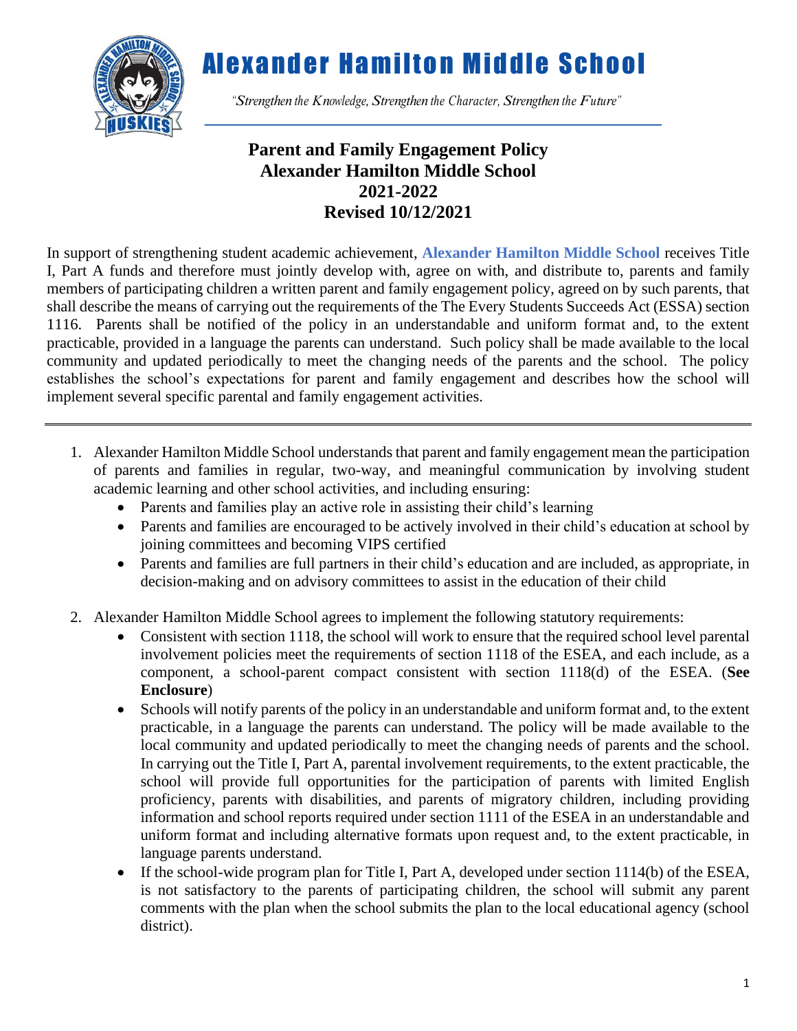# Alexander Hamilton Middle School

*"Strengthen the Knowledge, Strengthen the Character, Strengthen the Future"*

## Parent and Family Engagement Policy
## Alexander Hamilton Middle School
## 2021-2022
## Revised 10/12/2021

In support of strengthening student academic achievement, **Alexander Hamilton Middle School** receives Title I, Part A funds and therefore must jointly develop with, agree on with, and distribute to, parents and family members of participating children a written parent and family engagement policy, agreed on by such parents, that shall describe the means of carrying out the requirements of the The Every Students Succeeds Act (ESSA) section 1116. Parents shall be notified of the policy in an understandable and uniform format and, to the extent practicable, provided in a language the parents can understand. Such policy shall be made available to the local community and updated periodically to meet the changing needs of the parents and the school. The policy establishes the school's expectations for parent and family engagement and describes how the school will implement several specific parental and family engagement activities.

---

1. Alexander Hamilton Middle School understands that parent and family engagement mean the participation of parents and families in regular, two-way, and meaningful communication by involving student academic learning and other school activities, and including ensuring:
   - Parents and families play an active role in assisting their child's learning
   - Parents and families are encouraged to be actively involved in their child's education at school by joining committees and becoming VIPS certified
   - Parents and families are full partners in their child's education and are included, as appropriate, in decision-making and on advisory committees to assist in the education of their child

2. Alexander Hamilton Middle School agrees to implement the following statutory requirements:
   - Consistent with section 1118, the school will work to ensure that the required school level parental involvement policies meet the requirements of section 1118 of the ESEA, and each include, as a component, a school-parent compact consistent with section 1118(d) of the ESEA. (**See Enclosure**)
   - Schools will notify parents of the policy in an understandable and uniform format and, to the extent practicable, in a language the parents can understand. The policy will be made available to the local community and updated periodically to meet the changing needs of parents and the school. In carrying out the Title I, Part A, parental involvement requirements, to the extent practicable, the school will provide full opportunities for the participation of parents with limited English proficiency, parents with disabilities, and parents of migratory children, including providing information and school reports required under section 1111 of the ESEA in an understandable and uniform format and including alternative formats upon request and, to the extent practicable, in language parents understand.
   - If the school-wide program plan for Title I, Part A, developed under section 1114(b) of the ESEA, is not satisfactory to the parents of participating children, the school will submit any parent comments with the plan when the school submits the plan to the local educational agency (school district).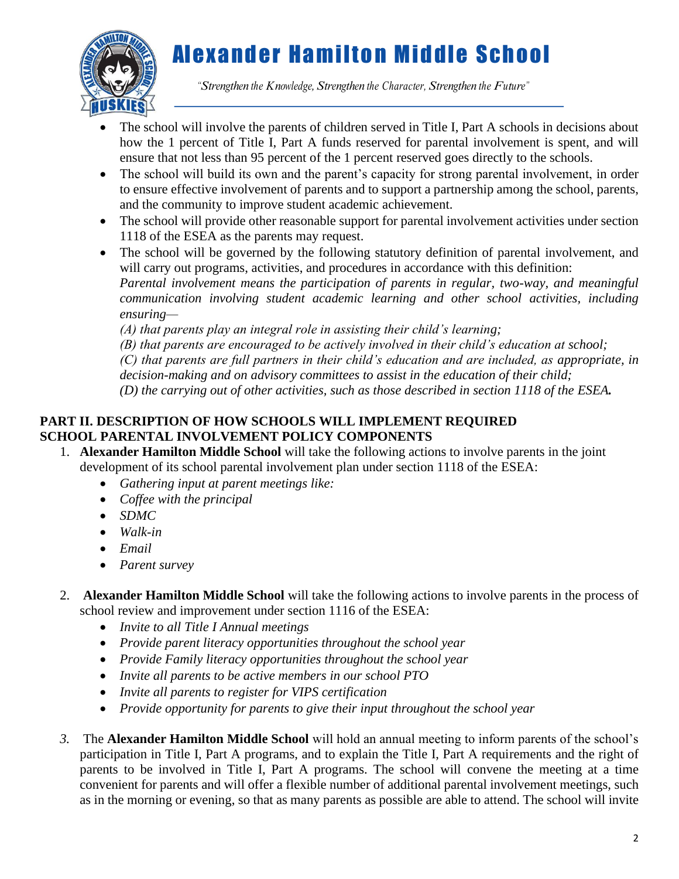- The school will involve the parents of children served in Title I, Part A schools in decisions about how the 1 percent of Title I, Part A funds reserved for parental involvement is spent, and will ensure that not less than 95 percent of the 1 percent reserved goes directly to the schools.
- The school will build its own and the parent's capacity for strong parental involvement, in order to ensure effective involvement of parents and to support a partnership among the school, parents, and the community to improve student academic achievement.
- The school will provide other reasonable support for parental involvement activities under section 1118 of the ESEA as the parents may request.
- The school will be governed by the following statutory definition of parental involvement, and will carry out programs, activities, and procedures in accordance with this definition:
  *Parental involvement means the participation of parents in regular, two-way, and meaningful communication involving student academic learning and other school activities, including ensuring—*
  *(A) that parents play an integral role in assisting their child's learning;*
  *(B) that parents are encouraged to be actively involved in their child's education at school;*
  *(C) that parents are full partners in their child's education and are included, as appropriate, in decision-making and on advisory committees to assist in the education of their child;*
  *(D) the carrying out of other activities, such as those described in section 1118 of the ESEA.*

## PART II. DESCRIPTION OF HOW SCHOOLS WILL IMPLEMENT REQUIRED SCHOOL PARENTAL INVOLVEMENT POLICY COMPONENTS

1. **Alexander Hamilton Middle School** will take the following actions to involve parents in the joint development of its school parental involvement plan under section 1118 of the ESEA:
   - *Gathering input at parent meetings like:*
   - *Coffee with the principal*
   - *SDMC*
   - *Walk-in*
   - *Email*
   - *Parent survey*

2. **Alexander Hamilton Middle School** will take the following actions to involve parents in the process of school review and improvement under section 1116 of the ESEA:
   - *Invite to all Title I Annual meetings*
   - *Provide parent literacy opportunities throughout the school year*
   - *Provide Family literacy opportunities throughout the school year*
   - *Invite all parents to be active members in our school PTO*
   - *Invite all parents to register for VIPS certification*
   - *Provide opportunity for parents to give their input throughout the school year*

3. The **Alexander Hamilton Middle School** will hold an annual meeting to inform parents of the school's participation in Title I, Part A programs, and to explain the Title I, Part A requirements and the right of parents to be involved in Title I, Part A programs. The school will convene the meeting at a time convenient for parents and will offer a flexible number of additional parental involvement meetings, such as in the morning or evening, so that as many parents as possible are able to attend. The school will invite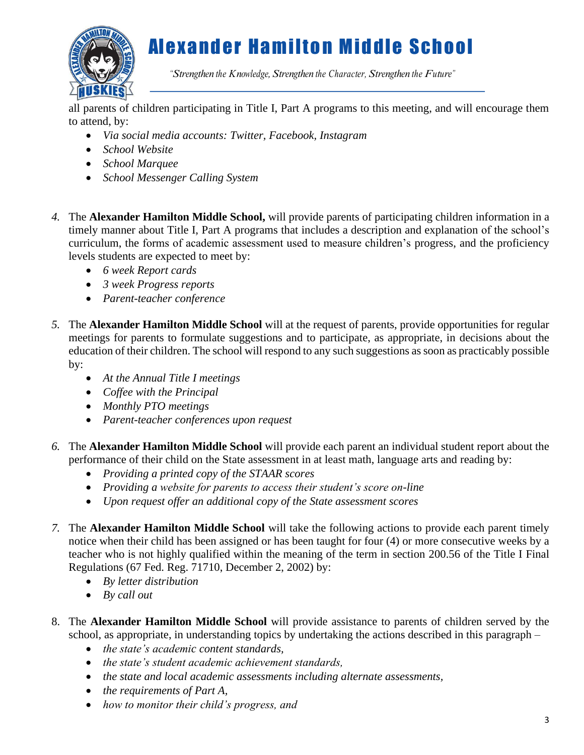all parents of children participating in Title I, Part A programs to this meeting, and will encourage them to attend, by:

- *Via social media accounts: Twitter, Facebook, Instagram*
- *School Website*
- *School Marquee*
- *School Messenger Calling System*

4. The **Alexander Hamilton Middle School,** will provide parents of participating children information in a timely manner about Title I, Part A programs that includes a description and explanation of the school's curriculum, the forms of academic assessment used to measure children's progress, and the proficiency levels students are expected to meet by:
   - *6 week Report cards*
   - *3 week Progress reports*
   - *Parent-teacher conference*

5. The **Alexander Hamilton Middle School** will at the request of parents, provide opportunities for regular meetings for parents to formulate suggestions and to participate, as appropriate, in decisions about the education of their children. The school will respond to any such suggestions as soon as practicably possible by:
   - *At the Annual Title I meetings*
   - *Coffee with the Principal*
   - *Monthly PTO meetings*
   - *Parent-teacher conferences upon request*

6. The **Alexander Hamilton Middle School** will provide each parent an individual student report about the performance of their child on the State assessment in at least math, language arts and reading by:
   - *Providing a printed copy of the STAAR scores*
   - *Providing a website for parents to access their student's score on-line*
   - *Upon request offer an additional copy of the State assessment scores*

7. The **Alexander Hamilton Middle School** will take the following actions to provide each parent timely notice when their child has been assigned or has been taught for four (4) or more consecutive weeks by a teacher who is not highly qualified within the meaning of the term in section 200.56 of the Title I Final Regulations (67 Fed. Reg. 71710, December 2, 2002) by:
   - *By letter distribution*
   - *By call out*

8. The **Alexander Hamilton Middle School** will provide assistance to parents of children served by the school, as appropriate, in understanding topics by undertaking the actions described in this paragraph –
   - *the state's academic content standards,*
   - *the state's student academic achievement standards,*
   - *the state and local academic assessments including alternate assessments,*
   - *the requirements of Part A,*
   - *how to monitor their child's progress, and*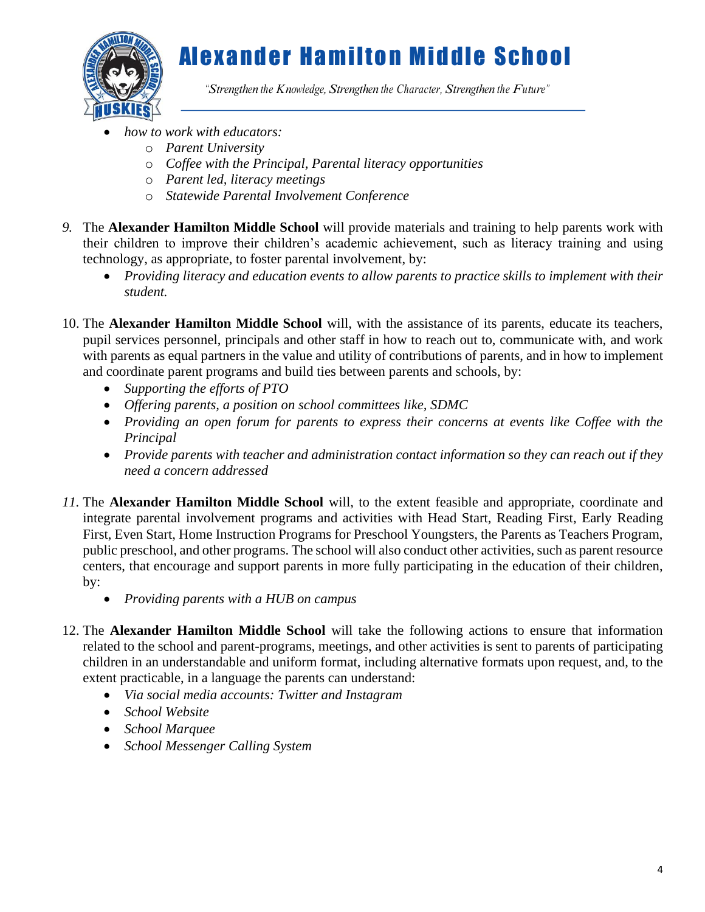- *how to work with educators:*
    - *Parent University*
    - *Coffee with the Principal, Parental literacy opportunities*
    - *Parent led, literacy meetings*
    - *Statewide Parental Involvement Conference*

9. The **Alexander Hamilton Middle School** will provide materials and training to help parents work with their children to improve their children's academic achievement, such as literacy training and using technology, as appropriate, to foster parental involvement, by:
    - *Providing literacy and education events to allow parents to practice skills to implement with their student.*

10. The **Alexander Hamilton Middle School** will, with the assistance of its parents, educate its teachers, pupil services personnel, principals and other staff in how to reach out to, communicate with, and work with parents as equal partners in the value and utility of contributions of parents, and in how to implement and coordinate parent programs and build ties between parents and schools, by:
    - *Supporting the efforts of PTO*
    - *Offering parents, a position on school committees like, SDMC*
    - *Providing an open forum for parents to express their concerns at events like Coffee with the Principal*
    - *Provide parents with teacher and administration contact information so they can reach out if they need a concern addressed*

11. The **Alexander Hamilton Middle School** will, to the extent feasible and appropriate, coordinate and integrate parental involvement programs and activities with Head Start, Reading First, Early Reading First, Even Start, Home Instruction Programs for Preschool Youngsters, the Parents as Teachers Program, public preschool, and other programs. The school will also conduct other activities, such as parent resource centers, that encourage and support parents in more fully participating in the education of their children, by:
    - *Providing parents with a HUB on campus*

12. The **Alexander Hamilton Middle School** will take the following actions to ensure that information related to the school and parent-programs, meetings, and other activities is sent to parents of participating children in an understandable and uniform format, including alternative formats upon request, and, to the extent practicable, in a language the parents can understand:
    - *Via social media accounts: Twitter and Instagram*
    - *School Website*
    - *School Marquee*
    - *School Messenger Calling System*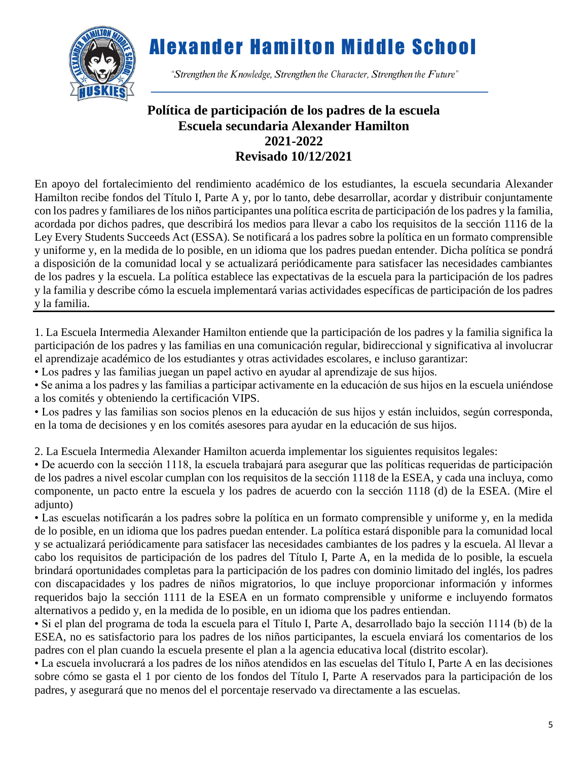# Alexander Hamilton Middle School

*"Strengthen the Knowledge, Strengthen the Character, Strengthen the Future"*

## Política de participación de los padres de la escuela
## Escuela secundaria Alexander Hamilton
## 2021-2022
## Revisado 10/12/2021

En apoyo del fortalecimiento del rendimiento académico de los estudiantes, la escuela secundaria Alexander Hamilton recibe fondos del Título I, Parte A y, por lo tanto, debe desarrollar, acordar y distribuir conjuntamente con los padres y familiares de los niños participantes una política escrita de participación de los padres y la familia, acordada por dichos padres, que describirá los medios para llevar a cabo los requisitos de la sección 1116 de la Ley Every Students Succeeds Act (ESSA). Se notificará a los padres sobre la política en un formato comprensible y uniforme y, en la medida de lo posible, en un idioma que los padres puedan entender. Dicha política se pondrá a disposición de la comunidad local y se actualizará periódicamente para satisfacer las necesidades cambiantes de los padres y la escuela. La política establece las expectativas de la escuela para la participación de los padres y la familia y describe cómo la escuela implementará varias actividades específicas de participación de los padres y la familia.

---

1. La Escuela Intermedia Alexander Hamilton entiende que la participación de los padres y la familia significa la participación de los padres y las familias en una comunicación regular, bidireccional y significativa al involucrar el aprendizaje académico de los estudiantes y otras actividades escolares, e incluso garantizar:

- Los padres y las familias juegan un papel activo en ayudar al aprendizaje de sus hijos.
- Se anima a los padres y las familias a participar activamente en la educación de sus hijos en la escuela uniéndose a los comités y obteniendo la certificación VIPS.
- Los padres y las familias son socios plenos en la educación de sus hijos y están incluidos, según corresponda, en la toma de decisiones y en los comités asesores para ayudar en la educación de sus hijos.

2. La Escuela Intermedia Alexander Hamilton acuerda implementar los siguientes requisitos legales:

- De acuerdo con la sección 1118, la escuela trabajará para asegurar que las políticas requeridas de participación de los padres a nivel escolar cumplan con los requisitos de la sección 1118 de la ESEA, y cada una incluya, como componente, un pacto entre la escuela y los padres de acuerdo con la sección 1118 (d) de la ESEA. (Mire el adjunto)
- Las escuelas notificarán a los padres sobre la política en un formato comprensible y uniforme y, en la medida de lo posible, en un idioma que los padres puedan entender. La política estará disponible para la comunidad local y se actualizará periódicamente para satisfacer las necesidades cambiantes de los padres y la escuela. Al llevar a cabo los requisitos de participación de los padres del Título I, Parte A, en la medida de lo posible, la escuela brindará oportunidades completas para la participación de los padres con dominio limitado del inglés, los padres con discapacidades y los padres de niños migratorios, lo que incluye proporcionar información y informes requeridos bajo la sección 1111 de la ESEA en un formato comprensible y uniforme e incluyendo formatos alternativos a pedido y, en la medida de lo posible, en un idioma que los padres entiendan.
- Si el plan del programa de toda la escuela para el Título I, Parte A, desarrollado bajo la sección 1114 (b) de la ESEA, no es satisfactorio para los padres de los niños participantes, la escuela enviará los comentarios de los padres con el plan cuando la escuela presente el plan a la agencia educativa local (distrito escolar).
- La escuela involucrará a los padres de los niños atendidos en las escuelas del Título I, Parte A en las decisiones sobre cómo se gasta el 1 por ciento de los fondos del Título I, Parte A reservados para la participación de los padres, y asegurará que no menos del el porcentaje reservado va directamente a las escuelas.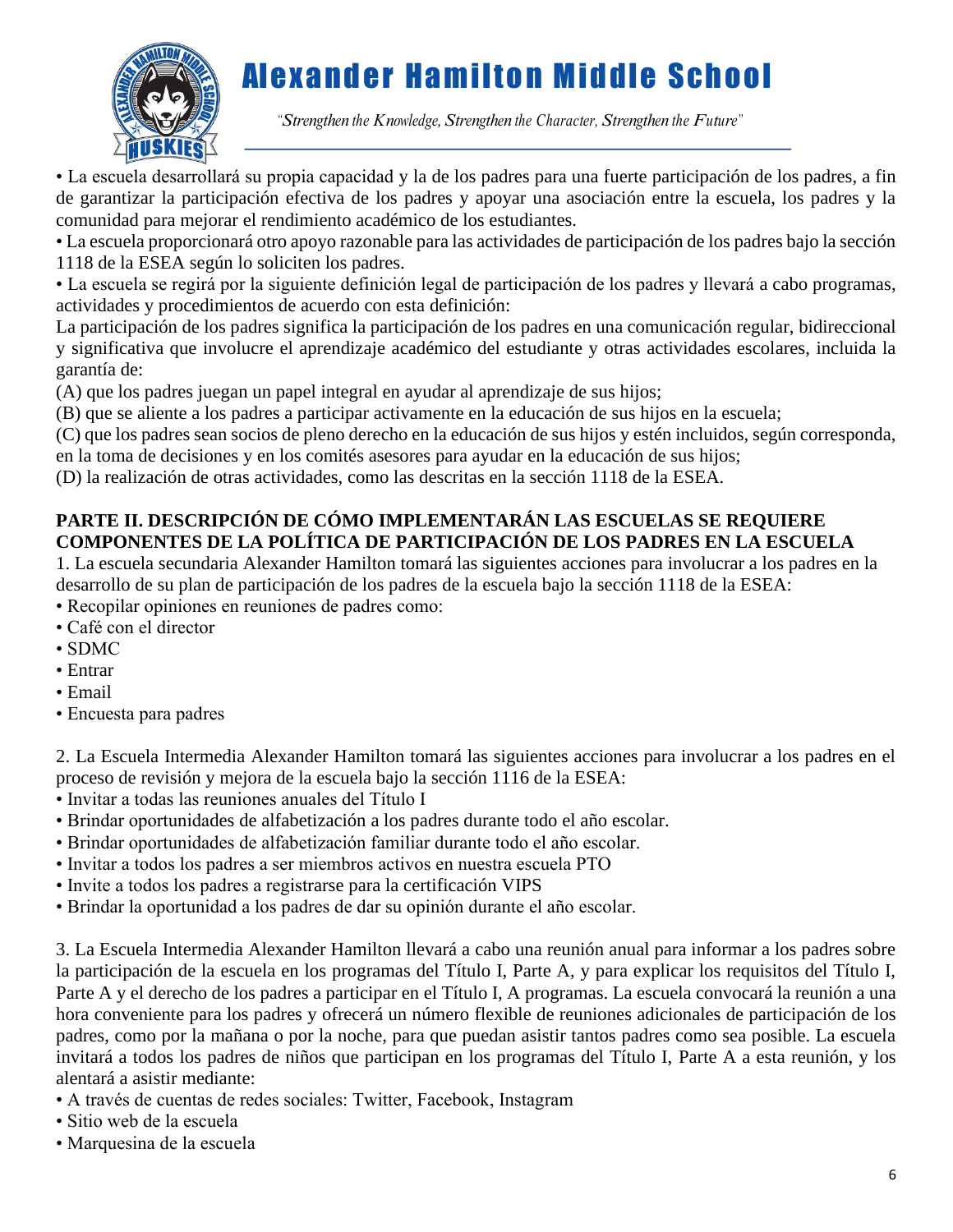• La escuela desarrollará su propia capacidad y la de los padres para una fuerte participación de los padres, a fin de garantizar la participación efectiva de los padres y apoyar una asociación entre la escuela, los padres y la comunidad para mejorar el rendimiento académico de los estudiantes.

• La escuela proporcionará otro apoyo razonable para las actividades de participación de los padres bajo la sección 1118 de la ESEA según lo soliciten los padres.

• La escuela se regirá por la siguiente definición legal de participación de los padres y llevará a cabo programas, actividades y procedimientos de acuerdo con esta definición:

La participación de los padres significa la participación de los padres en una comunicación regular, bidireccional y significativa que involucre el aprendizaje académico del estudiante y otras actividades escolares, incluida la garantía de:

(A) que los padres juegan un papel integral en ayudar al aprendizaje de sus hijos;

(B) que se aliente a los padres a participar activamente en la educación de sus hijos en la escuela;

(C) que los padres sean socios de pleno derecho en la educación de sus hijos y estén incluidos, según corresponda, en la toma de decisiones y en los comités asesores para ayudar en la educación de sus hijos;

(D) la realización de otras actividades, como las descritas en la sección 1118 de la ESEA.

## PARTE II. DESCRIPCIÓN DE CÓMO IMPLEMENTARÁN LAS ESCUELAS SE REQUIERE COMPONENTES DE LA POLÍTICA DE PARTICIPACIÓN DE LOS PADRES EN LA ESCUELA

1. La escuela secundaria Alexander Hamilton tomará las siguientes acciones para involucrar a los padres en la desarrollo de su plan de participación de los padres de la escuela bajo la sección 1118 de la ESEA:

- Recopilar opiniones en reuniones de padres como:
- Café con el director
- SDMC
- Entrar
- Email
- Encuesta para padres

2. La Escuela Intermedia Alexander Hamilton tomará las siguientes acciones para involucrar a los padres en el proceso de revisión y mejora de la escuela bajo la sección 1116 de la ESEA:

- Invitar a todas las reuniones anuales del Título I
- Brindar oportunidades de alfabetización a los padres durante todo el año escolar.
- Brindar oportunidades de alfabetización familiar durante todo el año escolar.
- Invitar a todos los padres a ser miembros activos en nuestra escuela PTO
- Invite a todos los padres a registrarse para la certificación VIPS
- Brindar la oportunidad a los padres de dar su opinión durante el año escolar.

3. La Escuela Intermedia Alexander Hamilton llevará a cabo una reunión anual para informar a los padres sobre la participación de la escuela en los programas del Título I, Parte A, y para explicar los requisitos del Título I, Parte A y el derecho de los padres a participar en el Título I, A programas. La escuela convocará la reunión a una hora conveniente para los padres y ofrecerá un número flexible de reuniones adicionales de participación de los padres, como por la mañana o por la noche, para que puedan asistir tantos padres como sea posible. La escuela invitará a todos los padres de niños que participan en los programas del Título I, Parte A a esta reunión, y los alentará a asistir mediante:

- A través de cuentas de redes sociales: Twitter, Facebook, Instagram
- Sitio web de la escuela
- Marquesina de la escuela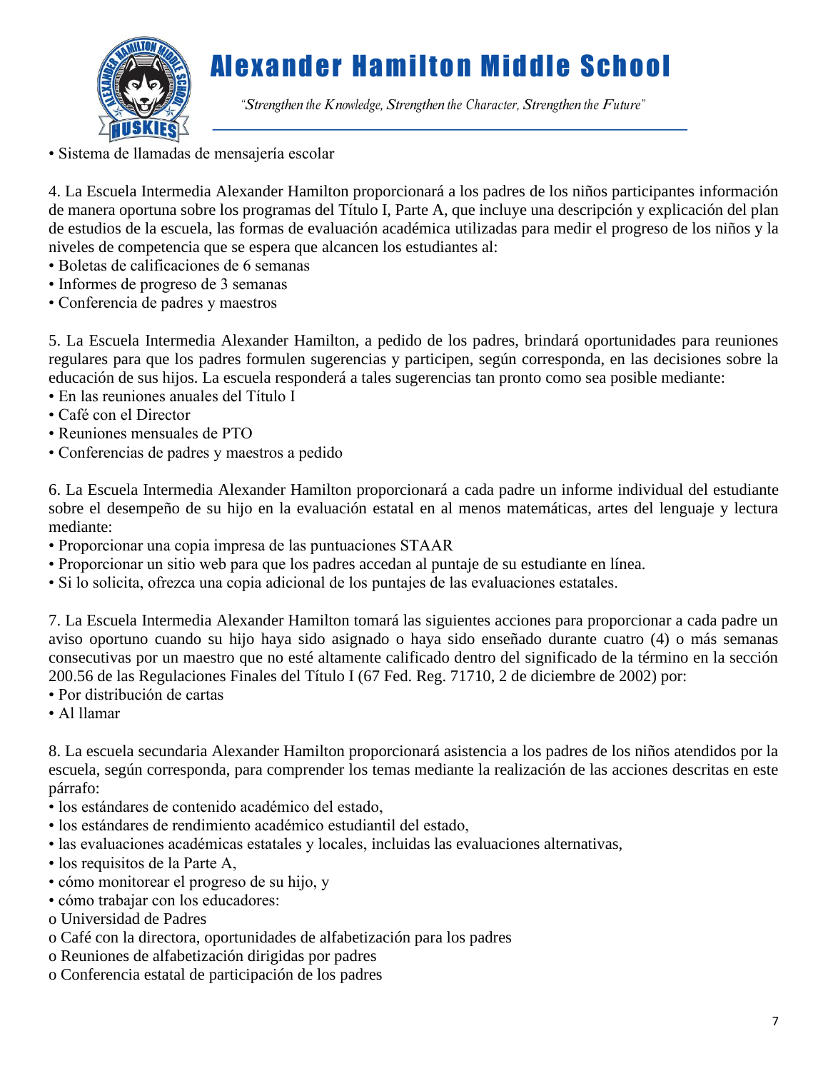• Sistema de llamadas de mensajería escolar

4. La Escuela Intermedia Alexander Hamilton proporcionará a los padres de los niños participantes información de manera oportuna sobre los programas del Título I, Parte A, que incluye una descripción y explicación del plan de estudios de la escuela, las formas de evaluación académica utilizadas para medir el progreso de los niños y la niveles de competencia que se espera que alcancen los estudiantes al:

- Boletas de calificaciones de 6 semanas
- Informes de progreso de 3 semanas
- Conferencia de padres y maestros

5. La Escuela Intermedia Alexander Hamilton, a pedido de los padres, brindará oportunidades para reuniones regulares para que los padres formulen sugerencias y participen, según corresponda, en las decisiones sobre la educación de sus hijos. La escuela responderá a tales sugerencias tan pronto como sea posible mediante:

- En las reuniones anuales del Título I
- Café con el Director
- Reuniones mensuales de PTO
- Conferencias de padres y maestros a pedido

6. La Escuela Intermedia Alexander Hamilton proporcionará a cada padre un informe individual del estudiante sobre el desempeño de su hijo en la evaluación estatal en al menos matemáticas, artes del lenguaje y lectura mediante:

- Proporcionar una copia impresa de las puntuaciones STAAR
- Proporcionar un sitio web para que los padres accedan al puntaje de su estudiante en línea.
- Si lo solicita, ofrezca una copia adicional de los puntajes de las evaluaciones estatales.

7. La Escuela Intermedia Alexander Hamilton tomará las siguientes acciones para proporcionar a cada padre un aviso oportuno cuando su hijo haya sido asignado o haya sido enseñado durante cuatro (4) o más semanas consecutivas por un maestro que no esté altamente calificado dentro del significado de la término en la sección 200.56 de las Regulaciones Finales del Título I (67 Fed. Reg. 71710, 2 de diciembre de 2002) por:

- Por distribución de cartas
- Al llamar

8. La escuela secundaria Alexander Hamilton proporcionará asistencia a los padres de los niños atendidos por la escuela, según corresponda, para comprender los temas mediante la realización de las acciones descritas en este párrafo:

- los estándares de contenido académico del estado,
- los estándares de rendimiento académico estudiantil del estado,
- las evaluaciones académicas estatales y locales, incluidas las evaluaciones alternativas,
- los requisitos de la Parte A,
- cómo monitorear el progreso de su hijo, y
- cómo trabajar con los educadores:
  - Universidad de Padres
  - Café con la directora, oportunidades de alfabetización para los padres
  - Reuniones de alfabetización dirigidas por padres
  - Conferencia estatal de participación de los padres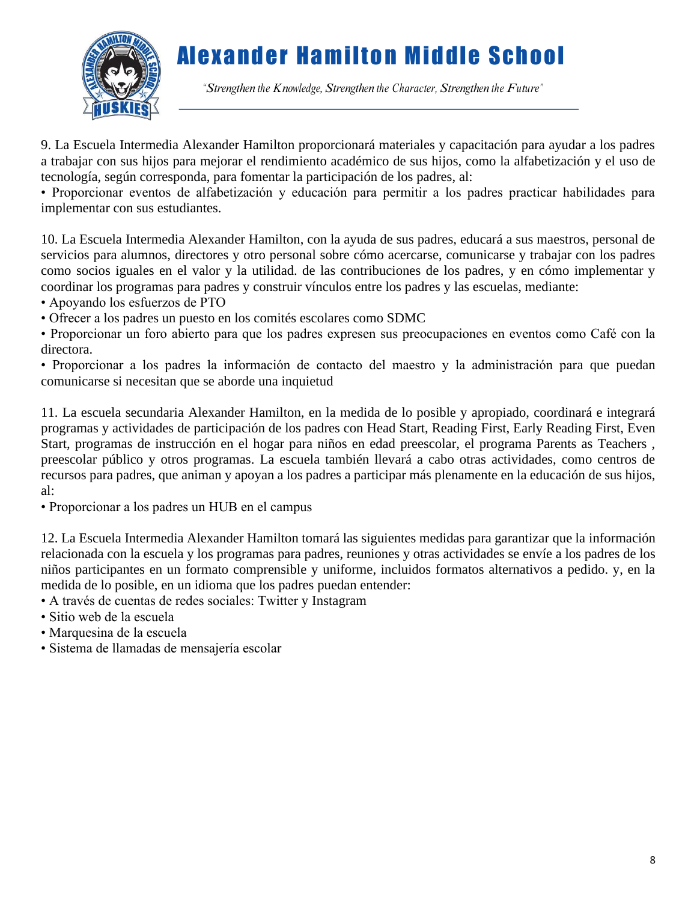9. La Escuela Intermedia Alexander Hamilton proporcionará materiales y capacitación para ayudar a los padres a trabajar con sus hijos para mejorar el rendimiento académico de sus hijos, como la alfabetización y el uso de tecnología, según corresponda, para fomentar la participación de los padres, al:

• Proporcionar eventos de alfabetización y educación para permitir a los padres practicar habilidades para implementar con sus estudiantes.

10. La Escuela Intermedia Alexander Hamilton, con la ayuda de sus padres, educará a sus maestros, personal de servicios para alumnos, directores y otro personal sobre cómo acercarse, comunicarse y trabajar con los padres como socios iguales en el valor y la utilidad. de las contribuciones de los padres, y en cómo implementar y coordinar los programas para padres y construir vínculos entre los padres y las escuelas, mediante:

• Apoyando los esfuerzos de PTO
• Ofrecer a los padres un puesto en los comités escolares como SDMC
• Proporcionar un foro abierto para que los padres expresen sus preocupaciones en eventos como Café con la directora.
• Proporcionar a los padres la información de contacto del maestro y la administración para que puedan comunicarse si necesitan que se aborde una inquietud

11. La escuela secundaria Alexander Hamilton, en la medida de lo posible y apropiado, coordinará e integrará programas y actividades de participación de los padres con Head Start, Reading First, Early Reading First, Even Start, programas de instrucción en el hogar para niños en edad preescolar, el programa Parents as Teachers , preescolar público y otros programas. La escuela también llevará a cabo otras actividades, como centros de recursos para padres, que animan y apoyan a los padres a participar más plenamente en la educación de sus hijos, al:

• Proporcionar a los padres un HUB en el campus

12. La Escuela Intermedia Alexander Hamilton tomará las siguientes medidas para garantizar que la información relacionada con la escuela y los programas para padres, reuniones y otras actividades se envíe a los padres de los niños participantes en un formato comprensible y uniforme, incluidos formatos alternativos a pedido. y, en la medida de lo posible, en un idioma que los padres puedan entender:

• A través de cuentas de redes sociales: Twitter y Instagram
• Sitio web de la escuela
• Marquesina de la escuela
• Sistema de llamadas de mensajería escolar